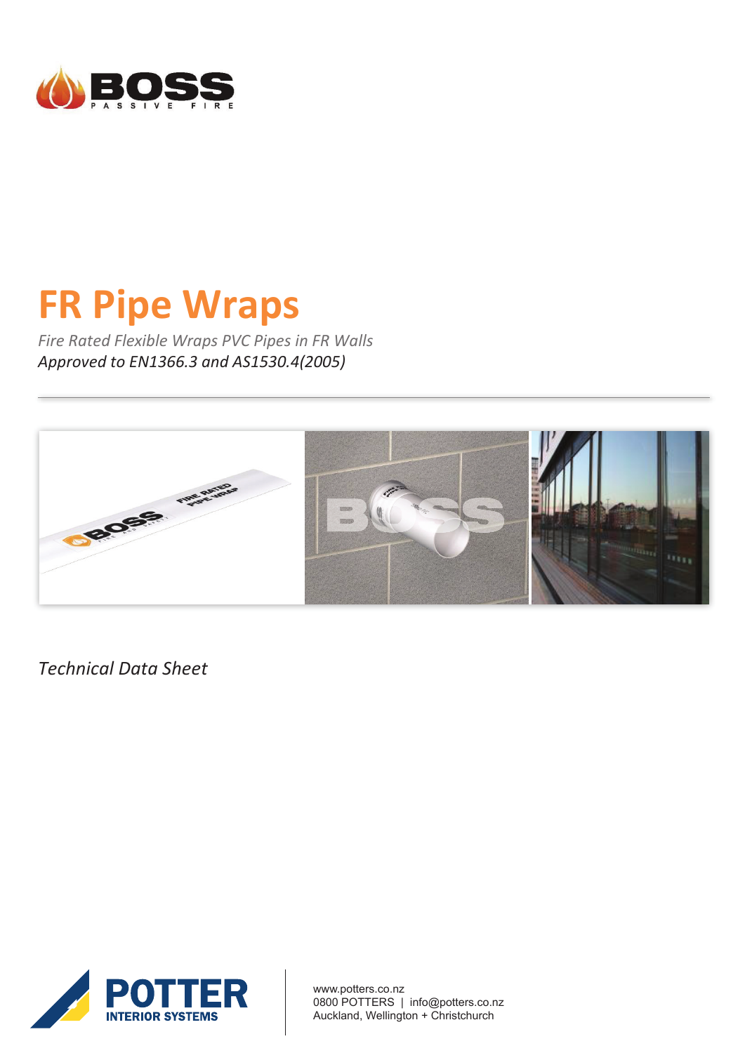# FR Pipe Wraps

*Fire Rated Flexible Wraps PVC Pipes in FR Walls*

*Approved to EN1366.3 and AS1530.4(2005)*

---

*Technical Data Sheet*

www.potters.co.nz
0800 POTTERS | info@potters.co.nz
Auckland, Wellington + Christchurch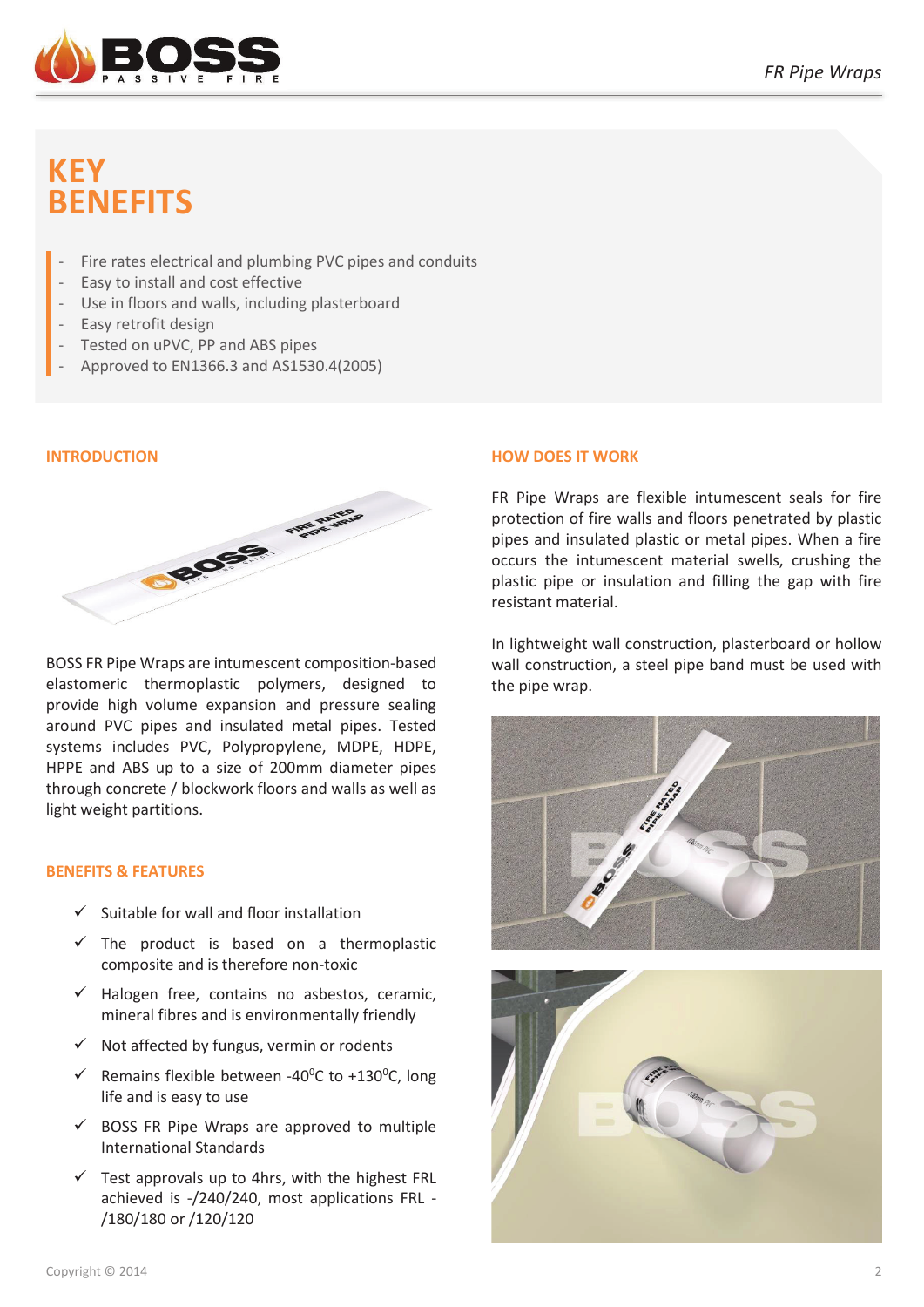# KEY BENEFITS

- Fire rates electrical and plumbing PVC pipes and conduits
- Easy to install and cost effective
- Use in floors and walls, including plasterboard
- Easy retrofit design
- Tested on uPVC, PP and ABS pipes
- Approved to EN1366.3 and AS1530.4(2005)

## INTRODUCTION

BOSS FR Pipe Wraps are intumescent composition-based elastomeric thermoplastic polymers, designed to provide high volume expansion and pressure sealing around PVC pipes and insulated metal pipes. Tested systems includes PVC, Polypropylene, MDPE, HDPE, HPPE and ABS up to a size of 200mm diameter pipes through concrete / blockwork floors and walls as well as light weight partitions.

## BENEFITS & FEATURES

- ✓ Suitable for wall and floor installation
- ✓ The product is based on a thermoplastic composite and is therefore non-toxic
- ✓ Halogen free, contains no asbestos, ceramic, mineral fibres and is environmentally friendly
- ✓ Not affected by fungus, vermin or rodents
- ✓ Remains flexible between -40$^0$C to +130$^0$C, long life and is easy to use
- ✓ BOSS FR Pipe Wraps are approved to multiple International Standards
- ✓ Test approvals up to 4hrs, with the highest FRL achieved is -/240/240, most applications FRL -/180/180 or /120/120

## HOW DOES IT WORK

FR Pipe Wraps are flexible intumescent seals for fire protection of fire walls and floors penetrated by plastic pipes and insulated plastic or metal pipes. When a fire occurs the intumescent material swells, crushing the plastic pipe or insulation and filling the gap with fire resistant material.

In lightweight wall construction, plasterboard or hollow wall construction, a steel pipe band must be used with the pipe wrap.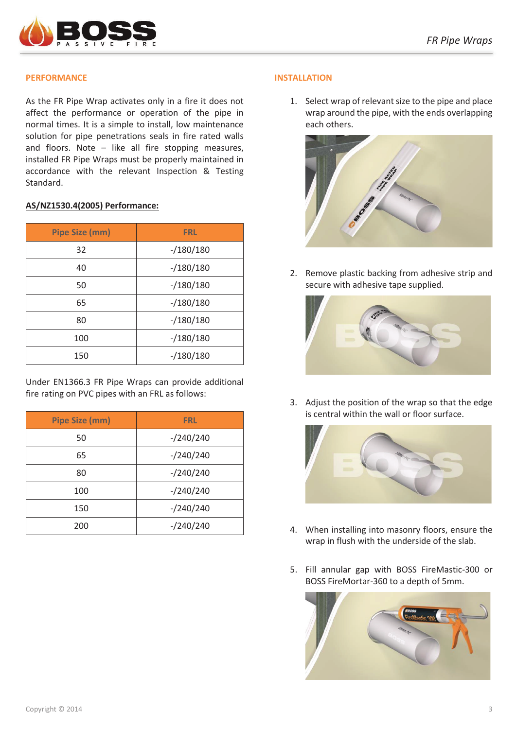## PERFORMANCE

As the FR Pipe Wrap activates only in a fire it does not affect the performance or operation of the pipe in normal times. It is a simple to install, low maintenance solution for pipe penetrations seals in fire rated walls and floors. Note – like all fire stopping measures, installed FR Pipe Wraps must be properly maintained in accordance with the relevant Inspection & Testing Standard.

**AS/NZ1530.4(2005) Performance:**

| Pipe Size (mm) | FRL |
|---|---|
| 32 | -/180/180 |
| 40 | -/180/180 |
| 50 | -/180/180 |
| 65 | -/180/180 |
| 80 | -/180/180 |
| 100 | -/180/180 |
| 150 | -/180/180 |

Under EN1366.3 FR Pipe Wraps can provide additional fire rating on PVC pipes with an FRL as follows:

| Pipe Size (mm) | FRL |
|---|---|
| 50 | -/240/240 |
| 65 | -/240/240 |
| 80 | -/240/240 |
| 100 | -/240/240 |
| 150 | -/240/240 |
| 200 | -/240/240 |

## INSTALLATION

1. Select wrap of relevant size to the pipe and place wrap around the pipe, with the ends overlapping each others.

2. Remove plastic backing from adhesive strip and secure with adhesive tape supplied.

3. Adjust the position of the wrap so that the edge is central within the wall or floor surface.

4. When installing into masonry floors, ensure the wrap in flush with the underside of the slab.

5. Fill annular gap with BOSS FireMastic-300 or BOSS FireMortar-360 to a depth of 5mm.

Copyright © 2014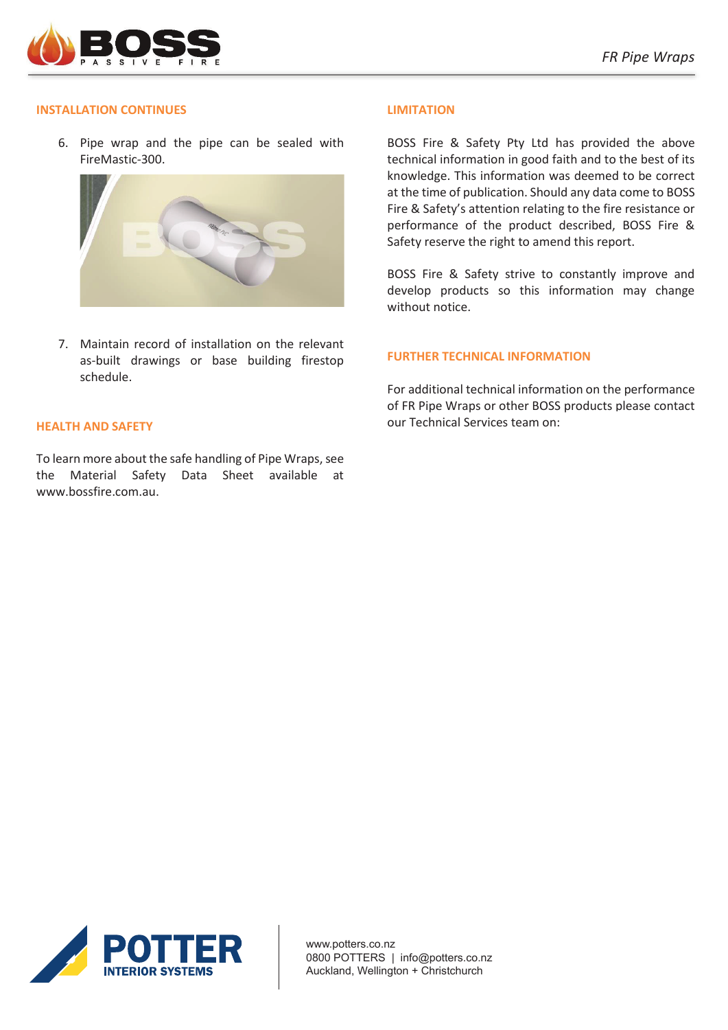## INSTALLATION CONTINUES

6. Pipe wrap and the pipe can be sealed with FireMastic-300.

7. Maintain record of installation on the relevant as-built drawings or base building firestop schedule.

## HEALTH AND SAFETY

To learn more about the safe handling of Pipe Wraps, see the Material Safety Data Sheet available at www.bossfire.com.au.

## LIMITATION

BOSS Fire & Safety Pty Ltd has provided the above technical information in good faith and to the best of its knowledge. This information was deemed to be correct at the time of publication. Should any data come to BOSS Fire & Safety's attention relating to the fire resistance or performance of the product described, BOSS Fire & Safety reserve the right to amend this report.

BOSS Fire & Safety strive to constantly improve and develop products so this information may change without notice.

## FURTHER TECHNICAL INFORMATION

For additional technical information on the performance of FR Pipe Wraps or other BOSS products please contact our Technical Services team on:

www.potters.co.nz
0800 POTTERS | info@potters.co.nz
Auckland, Wellington + Christchurch